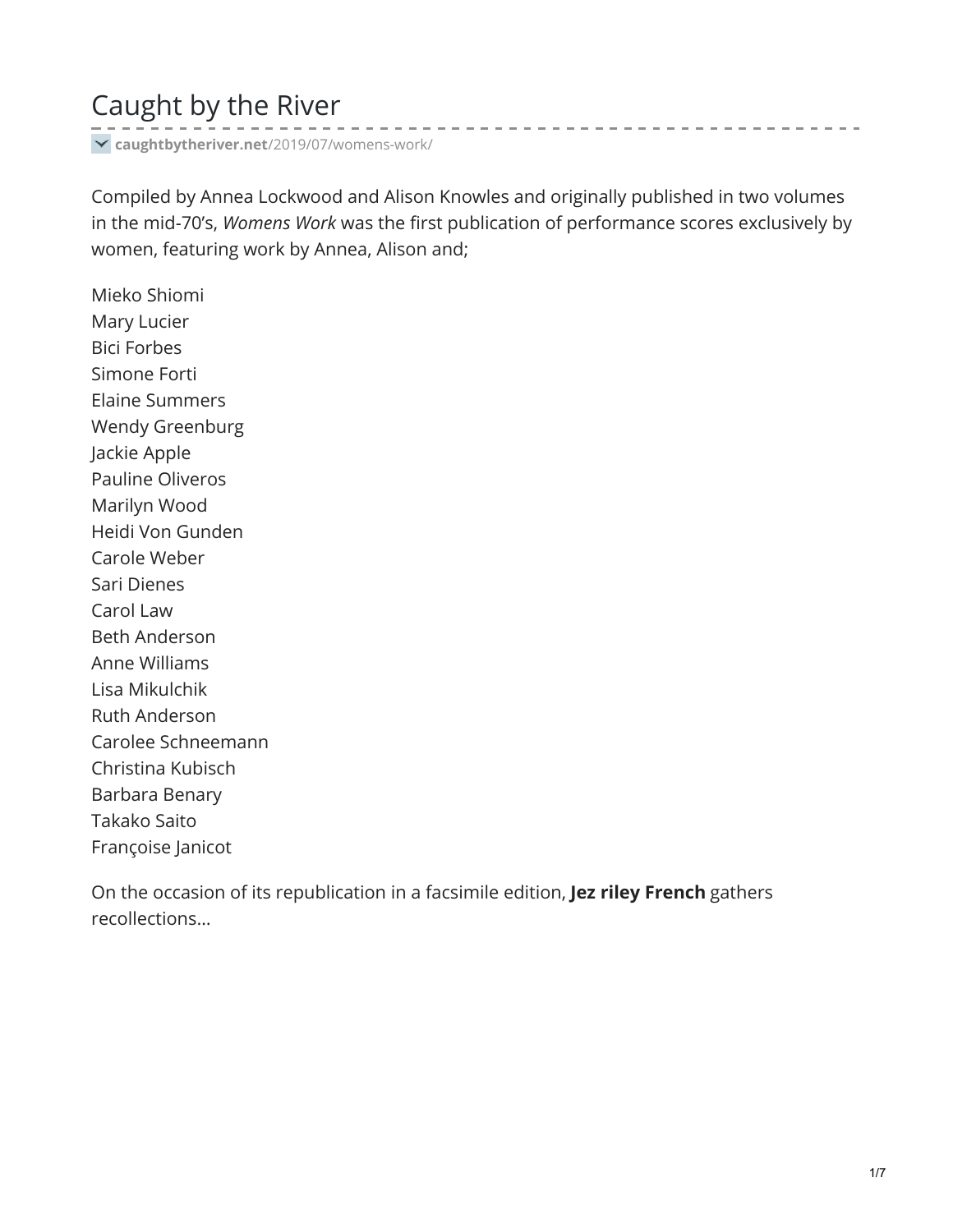# Caught by the River

caughtbytheriver.net/2019/07/womens-work/

Compiled by Annea Lockwood and Alison Knowles and originally published in two volumes in the mid-70's, *Womens Work* was the first publication of performance scores exclusively by women, featuring work by Annea, Alison and;

Mieko Shiomi
Mary Lucier
Bici Forbes
Simone Forti
Elaine Summers
Wendy Greenburg
Jackie Apple
Pauline Oliveros
Marilyn Wood
Heidi Von Gunden
Carole Weber
Sari Dienes
Carol Law
Beth Anderson
Anne Williams
Lisa Mikulchik
Ruth Anderson
Carolee Schneemann
Christina Kubisch
Barbara Benary
Takako Saito
Françoise Janicot

On the occasion of its republication in a facsimile edition, **Jez riley French** gathers recollections...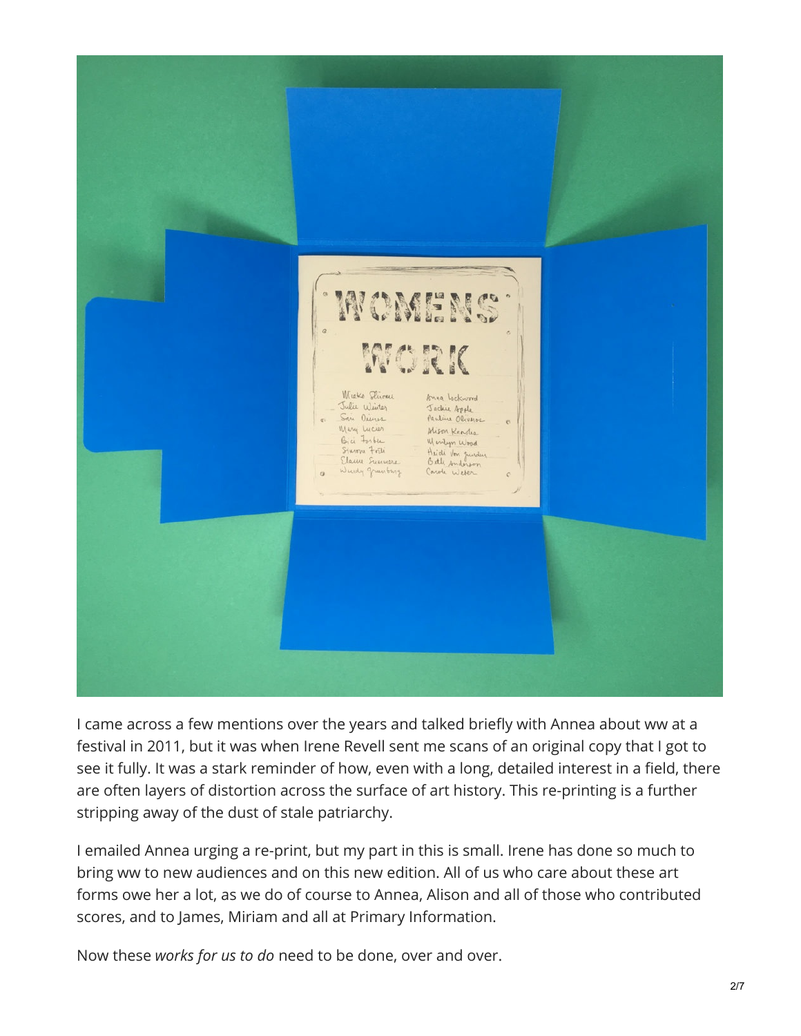I came across a few mentions over the years and talked briefly with Annea about ww at a festival in 2011, but it was when Irene Revell sent me scans of an original copy that I got to see it fully. It was a stark reminder of how, even with a long, detailed interest in a field, there are often layers of distortion across the surface of art history. This re-printing is a further stripping away of the dust of stale patriarchy.

I emailed Annea urging a re-print, but my part in this is small. Irene has done so much to bring ww to new audiences and on this new edition. All of us who care about these art forms owe her a lot, as we do of course to Annea, Alison and all of those who contributed scores, and to James, Miriam and all at Primary Information.

Now these *works for us to do* need to be done, over and over.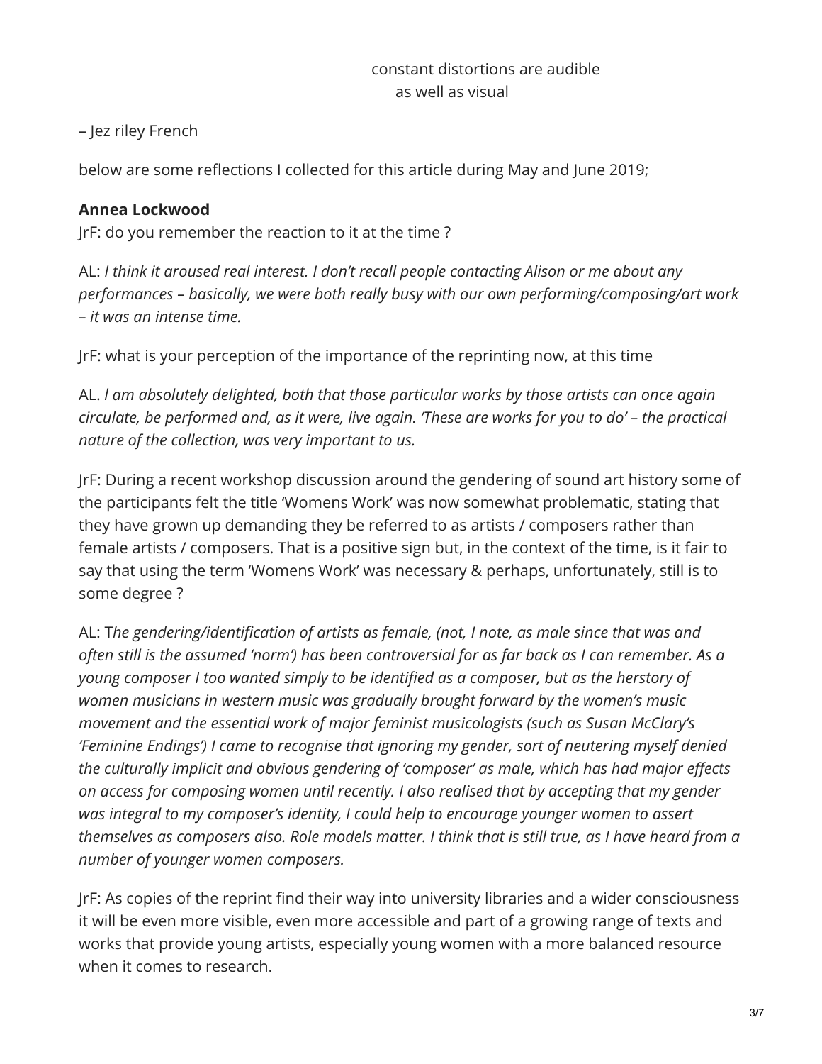constant distortions are audible
as well as visual

– Jez riley French

below are some reflections I collected for this article during May and June 2019;

**Annea Lockwood**

JrF: do you remember the reaction to it at the time ?

AL: *I think it aroused real interest. I don't recall people contacting Alison or me about any performances – basically, we were both really busy with our own performing/composing/art work – it was an intense time.*

JrF: what is your perception of the importance of the reprinting now, at this time

AL. *I am absolutely delighted, both that those particular works by those artists can once again circulate, be performed and, as it were, live again. 'These are works for you to do' – the practical nature of the collection, was very important to us.*

JrF: During a recent workshop discussion around the gendering of sound art history some of the participants felt the title 'Womens Work' was now somewhat problematic, stating that they have grown up demanding they be referred to as artists / composers rather than female artists / composers. That is a positive sign but, in the context of the time, is it fair to say that using the term 'Womens Work' was necessary & perhaps, unfortunately, still is to some degree ?

AL: T*he gendering/identification of artists as female, (not, I note, as male since that was and often still is the assumed 'norm') has been controversial for as far back as I can remember. As a young composer I too wanted simply to be identified as a composer, but as the herstory of women musicians in western music was gradually brought forward by the women's music movement and the essential work of major feminist musicologists (such as Susan McClary's 'Feminine Endings') I came to recognise that ignoring my gender, sort of neutering myself denied the culturally implicit and obvious gendering of 'composer' as male, which has had major effects on access for composing women until recently. I also realised that by accepting that my gender was integral to my composer's identity, I could help to encourage younger women to assert themselves as composers also. Role models matter. I think that is still true, as I have heard from a number of younger women composers.*

JrF: As copies of the reprint find their way into university libraries and a wider consciousness it will be even more visible, even more accessible and part of a growing range of texts and works that provide young artists, especially young women with a more balanced resource when it comes to research.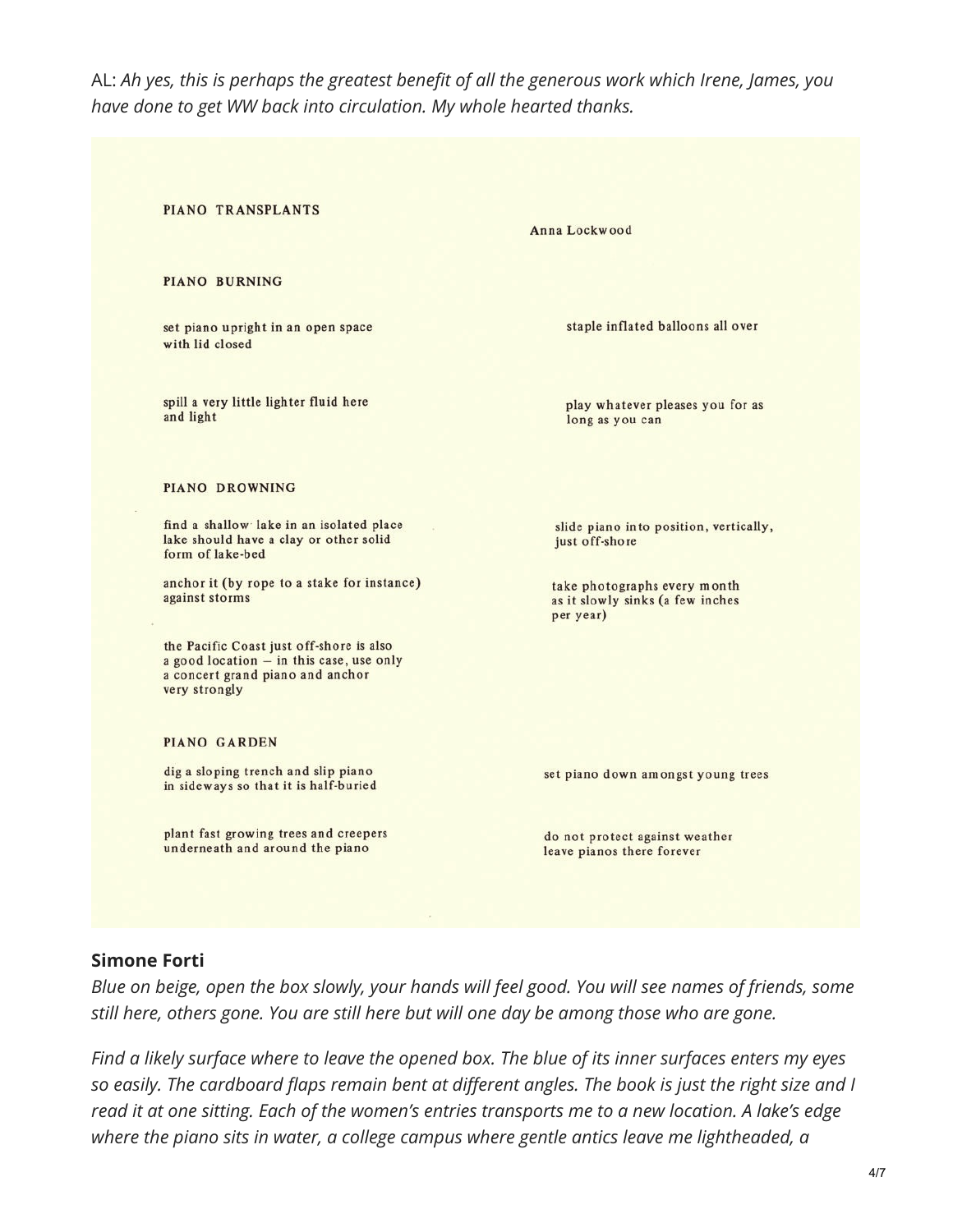AL: *Ah yes, this is perhaps the greatest benefit of all the generous work which Irene, James, you have done to get WW back into circulation. My whole hearted thanks.*

PIANO TRANSPLANTS

Anna Lockwood

PIANO BURNING

set piano upright in an open space
with lid closed

staple inflated balloons all over

spill a very little lighter fluid here
and light

play whatever pleases you for as
long as you can

PIANO DROWNING

find a shallow lake in an isolated place
lake should have a clay or other solid
form of lake-bed

slide piano into position, vertically,
just off-shore

anchor it (by rope to a stake for instance)
against storms

take photographs every month
as it slowly sinks (a few inches
per year)

the Pacific Coast just off-shore is also
a good location – in this case, use only
a concert grand piano and anchor
very strongly

PIANO GARDEN

dig a sloping trench and slip piano
in sideways so that it is half-buried

set piano down amongst young trees

plant fast growing trees and creepers
underneath and around the piano

do not protect against weather
leave pianos there forever

**Simone Forti**

*Blue on beige, open the box slowly, your hands will feel good. You will see names of friends, some still here, others gone. You are still here but will one day be among those who are gone.*

*Find a likely surface where to leave the opened box. The blue of its inner surfaces enters my eyes so easily. The cardboard flaps remain bent at different angles. The book is just the right size and I read it at one sitting. Each of the women's entries transports me to a new location. A lake's edge where the piano sits in water, a college campus where gentle antics leave me lightheaded, a*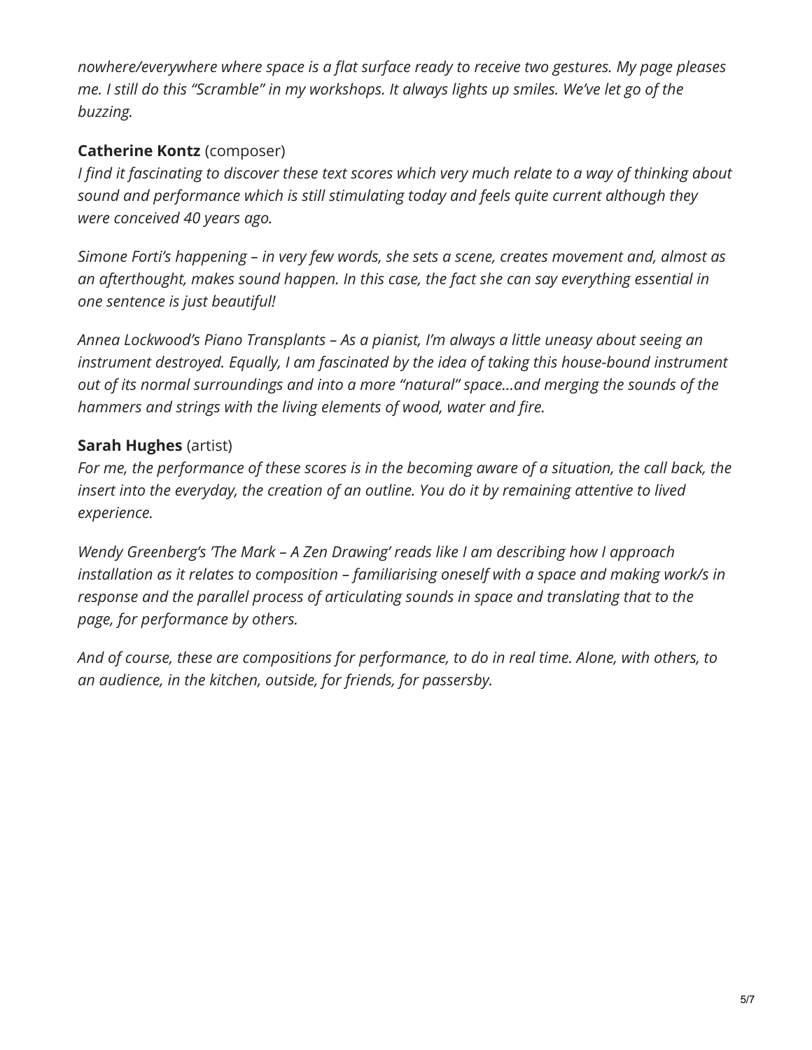*nowhere/everywhere where space is a flat surface ready to receive two gestures. My page pleases me. I still do this "Scramble" in my workshops. It always lights up smiles. We've let go of the buzzing.*

**Catherine Kontz** (composer)
*I find it fascinating to discover these text scores which very much relate to a way of thinking about sound and performance which is still stimulating today and feels quite current although they were conceived 40 years ago.*

*Simone Forti's happening – in very few words, she sets a scene, creates movement and, almost as an afterthought, makes sound happen. In this case, the fact she can say everything essential in one sentence is just beautiful!*

*Annea Lockwood's Piano Transplants – As a pianist, I'm always a little uneasy about seeing an instrument destroyed. Equally, I am fascinated by the idea of taking this house-bound instrument out of its normal surroundings and into a more "natural" space…and merging the sounds of the hammers and strings with the living elements of wood, water and fire.*

**Sarah Hughes** (artist)
*For me, the performance of these scores is in the becoming aware of a situation, the call back, the insert into the everyday, the creation of an outline. You do it by remaining attentive to lived experience.*

*Wendy Greenberg's 'The Mark – A Zen Drawing' reads like I am describing how I approach installation as it relates to composition – familiarising oneself with a space and making work/s in response and the parallel process of articulating sounds in space and translating that to the page, for performance by others.*

*And of course, these are compositions for performance, to do in real time. Alone, with others, to an audience, in the kitchen, outside, for friends, for passersby.*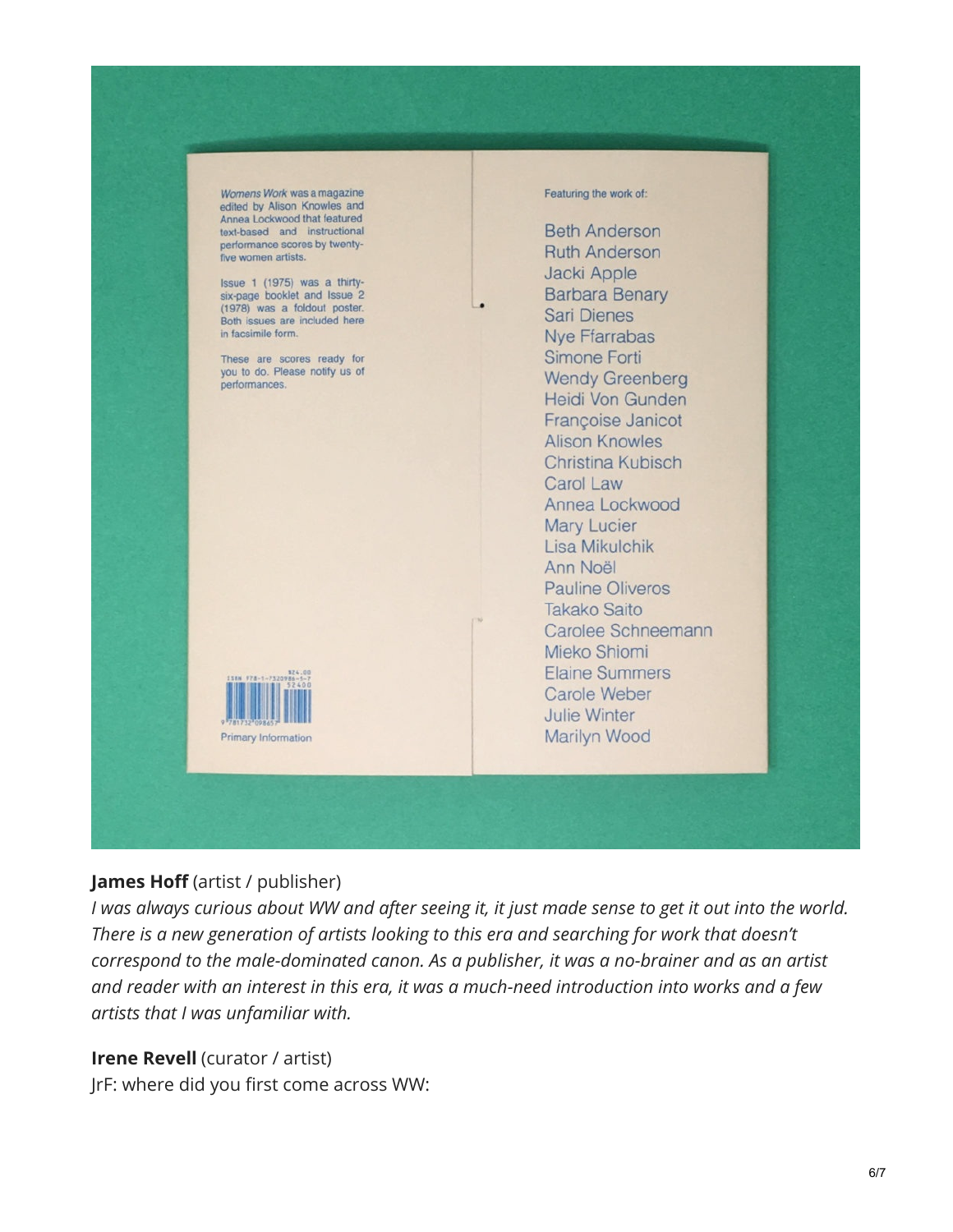*Womens Work* was a magazine edited by Alison Knowles and Annea Lockwood that featured text-based and instructional performance scores by twenty-five women artists.

Issue 1 (1975) was a thirty-six-page booklet and Issue 2 (1978) was a foldout poster. Both issues are included here in facsimile form.

These are scores ready for you to do. Please notify us of performances.

Primary Information

Featuring the work of:

Beth Anderson
Ruth Anderson
Jacki Apple
Barbara Benary
Sari Dienes
Nye Ffarrabas
Simone Forti
Wendy Greenberg
Heidi Von Gunden
Françoise Janicot
Alison Knowles
Christina Kubisch
Carol Law
Annea Lockwood
Mary Lucier
Lisa Mikulchik
Ann Noël
Pauline Oliveros
Takako Saito
Carolee Schneemann
Mieko Shiomi
Elaine Summers
Carole Weber
Julie Winter
Marilyn Wood

**James Hoff** (artist / publisher)

*I was always curious about WW and after seeing it, it just made sense to get it out into the world. There is a new generation of artists looking to this era and searching for work that doesn't correspond to the male-dominated canon. As a publisher, it was a no-brainer and as an artist and reader with an interest in this era, it was a much-need introduction into works and a few artists that I was unfamiliar with.*

**Irene Revell** (curator / artist)

JrF: where did you first come across WW: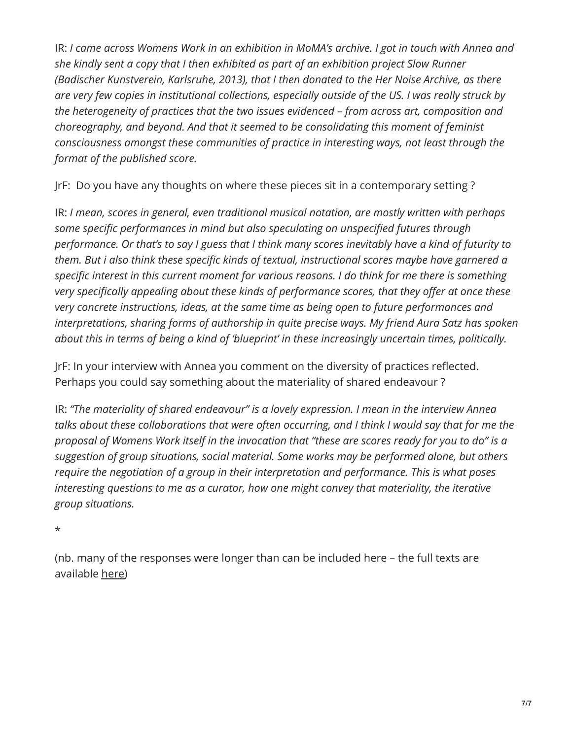IR: *I came across Womens Work in an exhibition in MoMA's archive. I got in touch with Annea and she kindly sent a copy that I then exhibited as part of an exhibition project Slow Runner (Badischer Kunstverein, Karlsruhe, 2013), that I then donated to the Her Noise Archive, as there are very few copies in institutional collections, especially outside of the US. I was really struck by the heterogeneity of practices that the two issues evidenced – from across art, composition and choreography, and beyond. And that it seemed to be consolidating this moment of feminist consciousness amongst these communities of practice in interesting ways, not least through the format of the published score.*

JrF: Do you have any thoughts on where these pieces sit in a contemporary setting ?

IR: *I mean, scores in general, even traditional musical notation, are mostly written with perhaps some specific performances in mind but also speculating on unspecified futures through performance. Or that's to say I guess that I think many scores inevitably have a kind of futurity to them. But i also think these specific kinds of textual, instructional scores maybe have garnered a specific interest in this current moment for various reasons. I do think for me there is something very specifically appealing about these kinds of performance scores, that they offer at once these very concrete instructions, ideas, at the same time as being open to future performances and interpretations, sharing forms of authorship in quite precise ways. My friend Aura Satz has spoken about this in terms of being a kind of 'blueprint' in these increasingly uncertain times, politically.*

JrF: In your interview with Annea you comment on the diversity of practices reflected. Perhaps you could say something about the materiality of shared endeavour ?

IR: *"The materiality of shared endeavour" is a lovely expression. I mean in the interview Annea talks about these collaborations that were often occurring, and I think I would say that for me the proposal of Womens Work itself in the invocation that "these are scores ready for you to do" is a suggestion of group situations, social material. Some works may be performed alone, but others require the negotiation of a group in their interpretation and performance. This is what poses interesting questions to me as a curator, how one might convey that materiality, the iterative group situations.*

*

(nb. many of the responses were longer than can be included here – the full texts are available here)